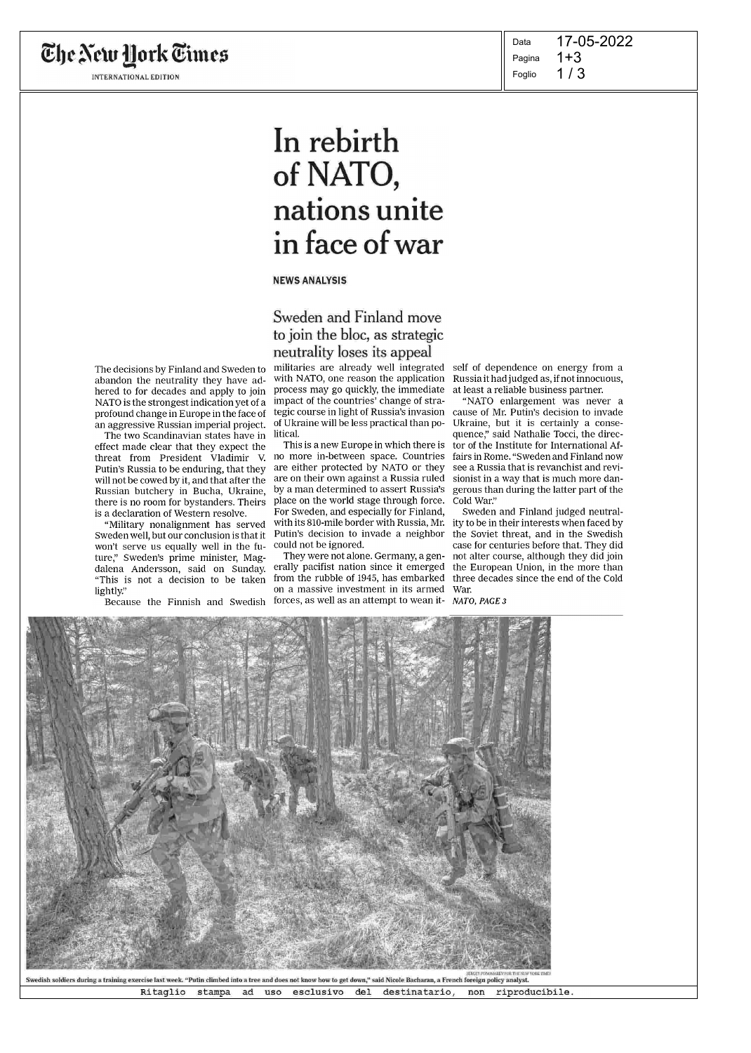# In rebirth of NATO, nations unite in face of war

NEWS ANALYSIS

## Sweden and Finland move to join the bloc, as strategic neutrality loses its appeal

The decisions by Finland and Sweden to abandon the neutrality they have adhered to for decades and apply to join NATO is the strongest indication yet of a profound change in Europe in the face of an aggressive Russian imperial project.

The two Scandinavian states have in effect made clear that they expect the threat from President Vladimir V. Putin's Russia to be enduring, that they will not be cowed by it, and that after the Russian butchery in Bucha, Ukraine, there is no room for bystanders. Theirs is a declaration of Western resolve.

"Military nonalignment has served Sweden well, but our conclusion is that it won't serve us equally well in the future," Sweden's prime minister, Magdalena Andersson, said on Sunday. "This is not a decision to be taken lightly."

Because the Finnish and Swedish militaries are already well integrated with NATO, one reason the application process may go quickly, the immediate impact of the countries' change of strategic course in light of Russia's invasion of Ukraine will be less practical than political.

This is a new Europe in which there is no more in-between space. Countries are either protected by NATO or they are on their own against a Russia ruled by a man determined to assert Russia's place on the world stage through force. For Sweden, and especially for Finland, with its 810-mile border with Russia, Mr. Putin's decision to invade a neighbor could not be ignored.

They were not alone. Germany, a generally pacifist nation since it emerged from the rubble of 1945, has embarked on a massive investment in its armed forces, as well as an attempt to wean itself of dependence on energy from a Russia it had judged as, if not innocuous, at least a reliable business partner.

"NATO enlargement was never a cause of Mr. Putin's decision to invade Ukraine, but it is certainly a consequence," said Nathalie Tocci, the director of the Institute for International Affairs in Rome. "Sweden and Finland now see a Russia that is revanchist and revisionist in a way that is much more dangerous than during the latter part of the Cold War."

Sweden and Finland judged neutrality to be in their interests when faced by the Soviet threat, and in the Swedish case for centuries before that. They did not alter course, although they did join the European Union, in the more than three decades since the end of the Cold War.

*NATO, PAGE 3*

Swedish soldiers during a training exercise last week. "Putin climbed into a tree and does not know how to get down," said Nicole Bacharan, a French foreign policy analyst.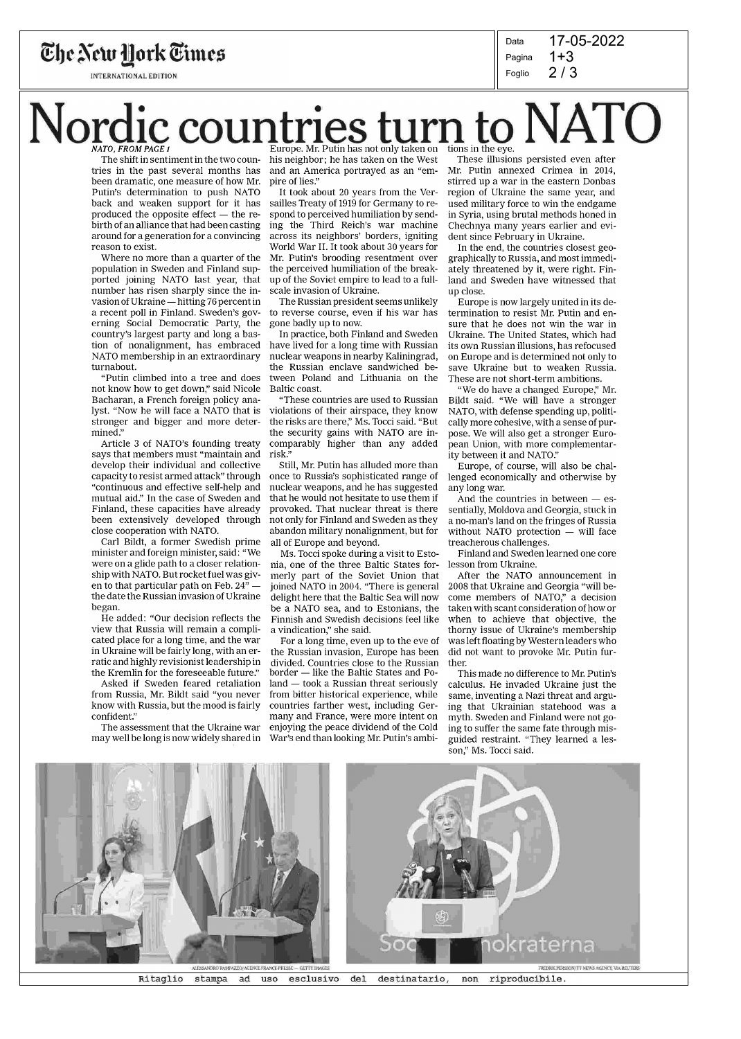# Nordic countries turn to NATO

*NATO, FROM PAGE 1*

The shift in sentiment in the two countries in the past several months has been dramatic, one measure of how Mr. Putin's determination to push NATO back and weaken support for it has produced the opposite effect — the rebirth of an alliance that had been casting around for a generation for a convincing reason to exist.

Where no more than a quarter of the population in Sweden and Finland supported joining NATO last year, that number has risen sharply since the invasion of Ukraine — hitting 76 percent in a recent poll in Finland. Sweden's governing Social Democratic Party, the country's largest party and long a bastion of nonalignment, has embraced NATO membership in an extraordinary turnabout.

"Putin climbed into a tree and does not know how to get down," said Nicole Bacharan, a French foreign policy analyst. "Now he will face a NATO that is stronger and bigger and more determined."

Article 3 of NATO's founding treaty says that members must "maintain and develop their individual and collective capacity to resist armed attack" through "continuous and effective self-help and mutual aid." In the case of Sweden and Finland, these capacities have already been extensively developed through close cooperation with NATO.

Carl Bildt, a former Swedish prime minister and foreign minister, said: "We were on a glide path to a closer relationship with NATO. But rocket fuel was given to that particular path on Feb. 24" — the date the Russian invasion of Ukraine began.

He added: "Our decision reflects the view that Russia will remain a complicated place for a long time, and the war in Ukraine will be fairly long, with an erratic and highly revisionist leadership in the Kremlin for the foreseeable future."

Asked if Sweden feared retaliation from Russia, Mr. Bildt said "you never know with Russia, but the mood is fairly confident."

The assessment that the Ukraine war may well be long is now widely shared in Europe. Mr. Putin has not only taken on his neighbor; he has taken on the West and an America portrayed as an "empire of lies."

It took about 20 years from the Versailles Treaty of 1919 for Germany to respond to perceived humiliation by sending the Third Reich's war machine across its neighbors' borders, igniting World War II. It took about 30 years for Mr. Putin's brooding resentment over the perceived humiliation of the breakup of the Soviet empire to lead to a full-scale invasion of Ukraine.

The Russian president seems unlikely to reverse course, even if his war has gone badly up to now.

In practice, both Finland and Sweden have lived for a long time with Russian nuclear weapons in nearby Kaliningrad, the Russian enclave sandwiched between Poland and Lithuania on the Baltic coast.

"These countries are used to Russian violations of their airspace, they know the risks are there," Ms. Tocci said. "But the security gains with NATO are incomparably higher than any added risk."

Still, Mr. Putin has alluded more than once to Russia's sophisticated range of nuclear weapons, and he has suggested that he would not hesitate to use them if provoked. That nuclear threat is there not only for Finland and Sweden as they abandon military nonalignment, but for all of Europe and beyond.

Ms. Tocci spoke during a visit to Estonia, one of the three Baltic States formerly part of the Soviet Union that joined NATO in 2004. "There is general delight here that the Baltic Sea will now be a NATO sea, and to Estonians, the Finnish and Swedish decisions feel like a vindication," she said.

For a long time, even up to the eve of the Russian invasion, Europe has been divided. Countries close to the Russian border — like the Baltic States and Poland — took a Russian threat seriously from bitter historical experience, while countries farther west, including Germany and France, were more intent on enjoying the peace dividend of the Cold War's end than looking Mr. Putin's ambitions in the eye.

These illusions persisted even after Mr. Putin annexed Crimea in 2014, stirred up a war in the eastern Donbas region of Ukraine the same year, and used military force to win the endgame in Syria, using brutal methods honed in Chechnya many years earlier and evident since February in Ukraine.

In the end, the countries closest geographically to Russia, and most immediately threatened by it, were right. Finland and Sweden have witnessed that up close.

Europe is now largely united in its determination to resist Mr. Putin and ensure that he does not win the war in Ukraine. The United States, which had its own Russian illusions, has refocused on Europe and is determined not only to save Ukraine but to weaken Russia. These are not short-term ambitions.

"We do have a changed Europe," Mr. Bildt said. "We will have a stronger NATO, with defense spending up, politically more cohesive, with a sense of purpose. We will also get a stronger European Union, with more complementarity between it and NATO."

Europe, of course, will also be challenged economically and otherwise by any long war.

And the countries in between — essentially, Moldova and Georgia, stuck in a no-man's land on the fringes of Russia without NATO protection — will face treacherous challenges.

Finland and Sweden learned one core lesson from Ukraine.

After the NATO announcement in 2008 that Ukraine and Georgia "will become members of NATO," a decision taken with scant consideration of how or when to achieve that objective, the thorny issue of Ukraine's membership was left floating by Western leaders who did not want to provoke Mr. Putin further.

This made no difference to Mr. Putin's calculus. He invaded Ukraine just the same, inventing a Nazi threat and arguing that Ukrainian statehood was a myth. Sweden and Finland were not going to suffer the same fate through misguided restraint. "They learned a lesson," Ms. Tocci said.

ALESSANDRO RAMPAZZO/AGENCE FRANCE-PRESSE — GETTY IMAGES

FREDRIK PERSSON/TT NEWS AGENCY, VIA REUTERS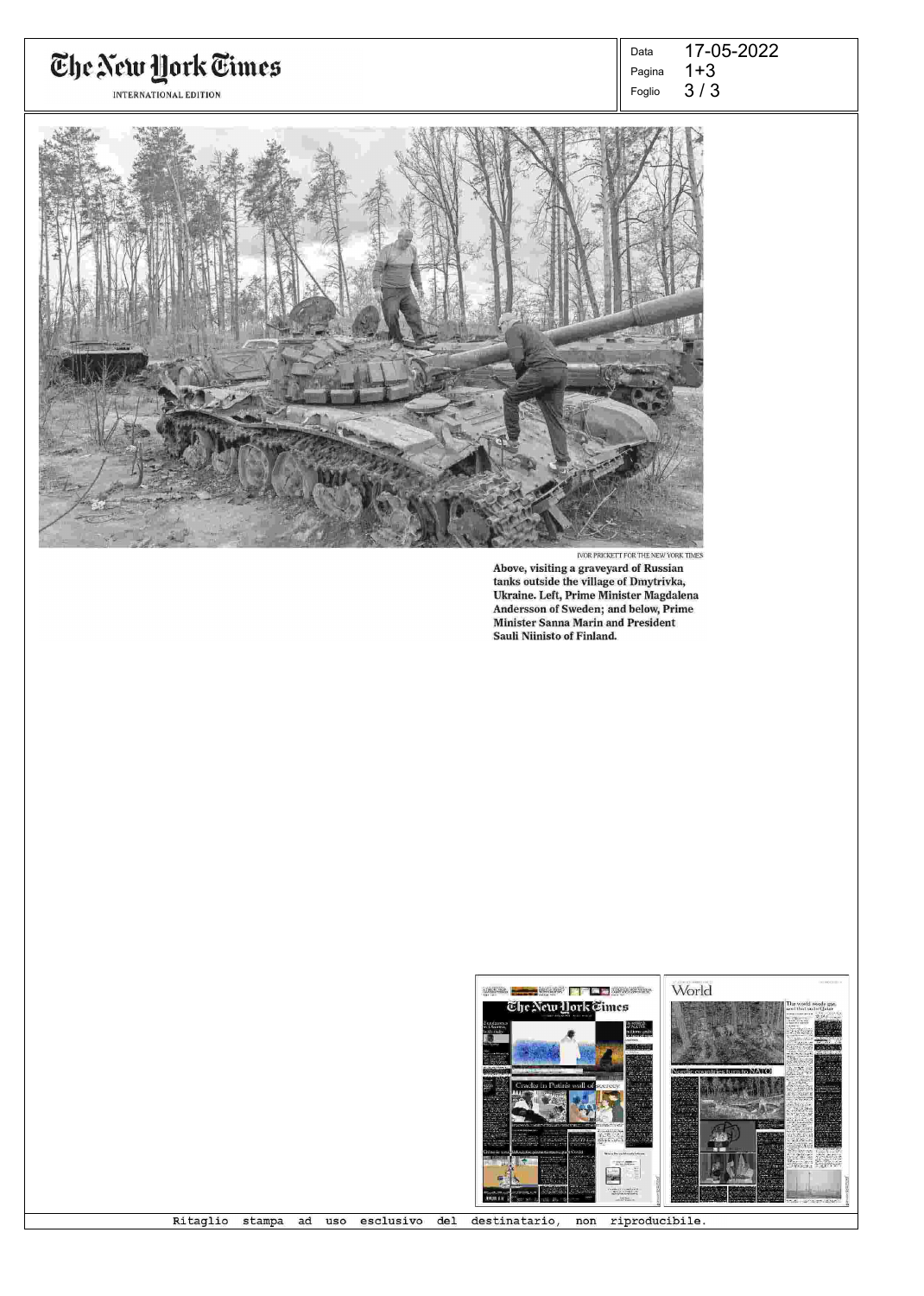IVOR PRICKETT FOR THE NEW YORK TIMES

**Above, visiting a graveyard of Russian tanks outside the village of Dmytrivka, Ukraine. Left, Prime Minister Magdalena Andersson of Sweden; and below, Prime Minister Sanna Marin and President Sauli Niinisto of Finland.**

Ritaglio stampa ad uso esclusivo del destinatario, non riproducibile.